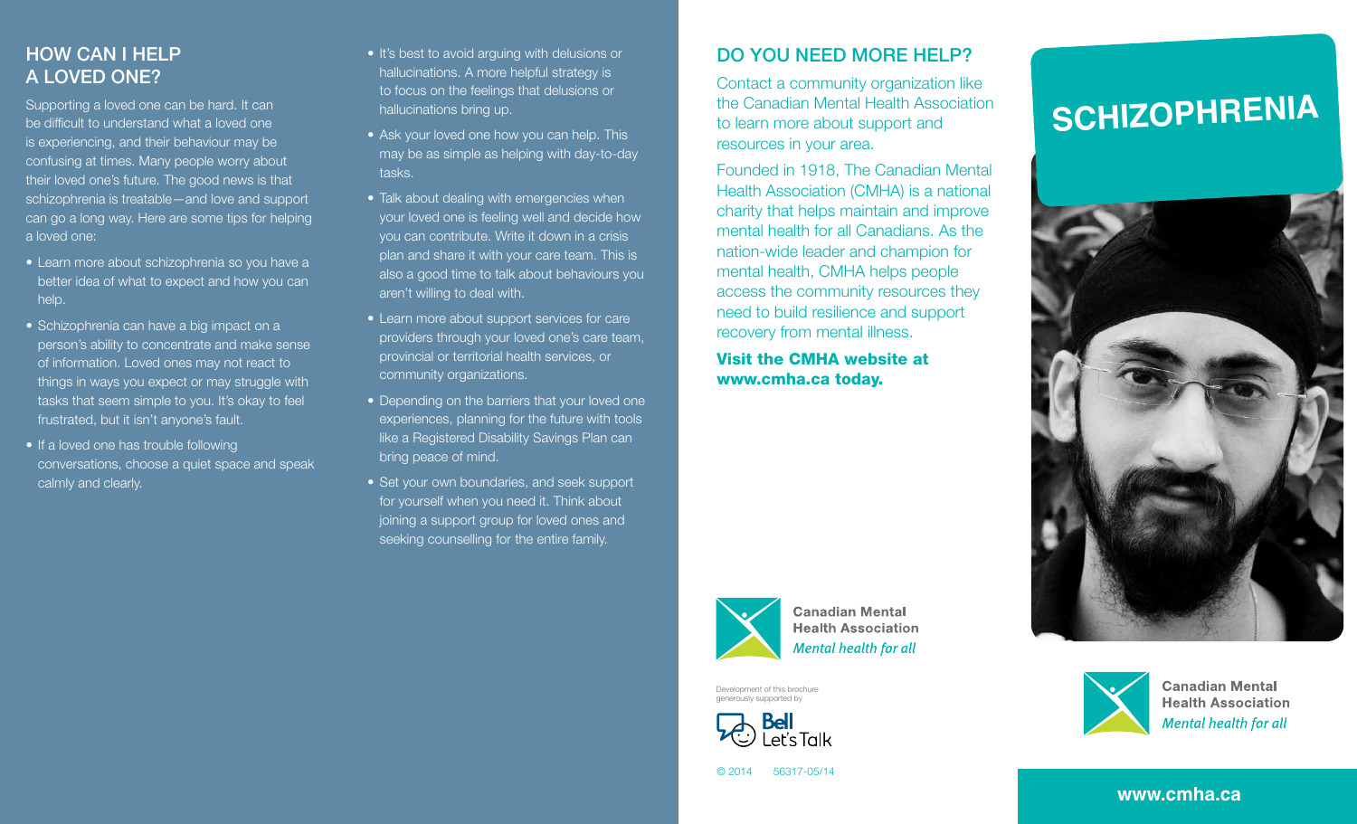## HOW CAN I HELP A LOVED ONE?

Supporting a loved one can be hard. It can be difficult to understand what a loved one is experiencing, and their behaviour may be confusing at times. Many people worry about their loved one's future. The good news is that schizophrenia is treatable—and love and support can go a long way. Here are some tips for helping a loved one:

- Learn more about schizophrenia so you have a better idea of what to expect and how you can help.
- Schizophrenia can have a big impact on a person's ability to concentrate and make sense of information. Loved ones may not react to things in ways you expect or may struggle with tasks that seem simple to you. It's okay to feel frustrated, but it isn't anyone's fault.
- If a loved one has trouble following conversations, choose a quiet space and speak calmly and clearly.
- It's best to avoid arguing with delusions or hallucinations. A more helpful strategy is to focus on the feelings that delusions or hallucinations bring up.
- Ask your loved one how you can help. This may be as simple as helping with day-to-day tasks.
- Talk about dealing with emergencies when your loved one is feeling well and decide how you can contribute. Write it down in a crisis plan and share it with your care team. This is also a good time to talk about behaviours you aren't willing to deal with.
- Learn more about support services for care providers through your loved one's care team, provincial or territorial health services, or community organizations.
- Depending on the barriers that your loved one experiences, planning for the future with tools like a Registered Disability Savings Plan can bring peace of mind.
- Set your own boundaries, and seek support for yourself when you need it. Think about joining a support group for loved ones and seeking counselling for the entire family.

## DO YOU NEED MORE HELP?

Contact a community organization like the Canadian Mental Health Association to learn more about support and resources in your area.

Founded in 1918, The Canadian Mental Health Association (CMHA) is a national charity that helps maintain and improve mental health for all Canadians. As the nation-wide leader and champion for mental health, CMHA helps people access the community resources they need to build resilience and support recovery from mental illness.

**Visit the CMHA website at www.cmha.ca today.**

Canadian Mental Health Association
*Mental health for all*

Development of this brochure generously supported by

Bell Let's Talk

© 2014 56317-05/14

# SCHIZOPHRENIA

Canadian Mental Health Association
*Mental health for all*

**www.cmha.ca**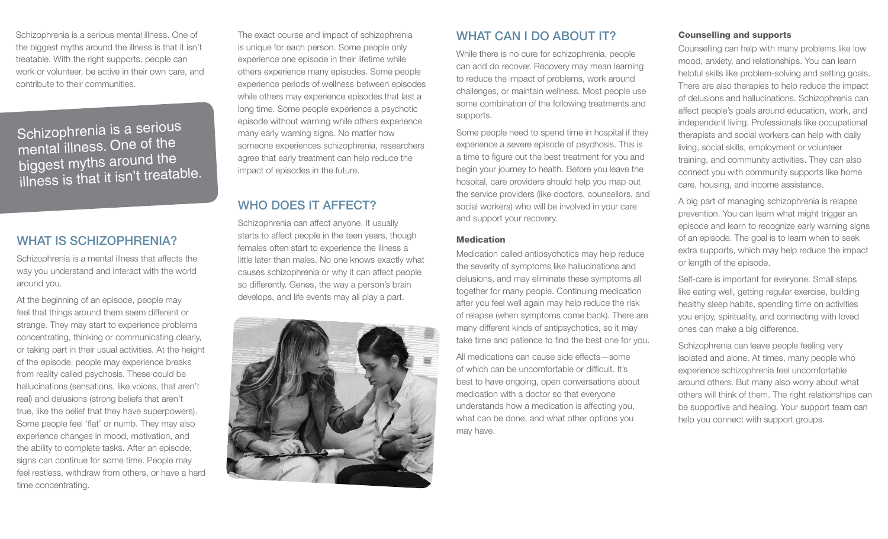Schizophrenia is a serious mental illness. One of the biggest myths around the illness is that it isn't treatable. With the right supports, people can work or volunteer, be active in their own care, and contribute to their communities.

> Schizophrenia is a serious mental illness. One of the biggest myths around the illness is that it isn't treatable.

## WHAT IS SCHIZOPHRENIA?

Schizophrenia is a mental illness that affects the way you understand and interact with the world around you.

At the beginning of an episode, people may feel that things around them seem different or strange. They may start to experience problems concentrating, thinking or communicating clearly, or taking part in their usual activities. At the height of the episode, people may experience breaks from reality called psychosis. These could be hallucinations (sensations, like voices, that aren't real) and delusions (strong beliefs that aren't true, like the belief that they have superpowers). Some people feel 'flat' or numb. They may also experience changes in mood, motivation, and the ability to complete tasks. After an episode, signs can continue for some time. People may feel restless, withdraw from others, or have a hard time concentrating.

The exact course and impact of schizophrenia is unique for each person. Some people only experience one episode in their lifetime while others experience many episodes. Some people experience periods of wellness between episodes while others may experience episodes that last a long time. Some people experience a psychotic episode without warning while others experience many early warning signs. No matter how someone experiences schizophrenia, researchers agree that early treatment can help reduce the impact of episodes in the future.

## WHO DOES IT AFFECT?

Schizophrenia can affect anyone. It usually starts to affect people in the teen years, though females often start to experience the illness a little later than males. No one knows exactly what causes schizophrenia or why it can affect people so differently. Genes, the way a person's brain develops, and life events may all play a part.

## WHAT CAN I DO ABOUT IT?

While there is no cure for schizophrenia, people can and do recover. Recovery may mean learning to reduce the impact of problems, work around challenges, or maintain wellness. Most people use some combination of the following treatments and supports.

Some people need to spend time in hospital if they experience a severe episode of psychosis. This is a time to figure out the best treatment for you and begin your journey to health. Before you leave the hospital, care providers should help you map out the service providers (like doctors, counsellors, and social workers) who will be involved in your care and support your recovery.

### Medication

Medication called antipsychotics may help reduce the severity of symptoms like hallucinations and delusions, and may eliminate these symptoms all together for many people. Continuing medication after you feel well again may help reduce the risk of relapse (when symptoms come back). There are many different kinds of antipsychotics, so it may take time and patience to find the best one for you.

All medications can cause side effects—some of which can be uncomfortable or difficult. It's best to have ongoing, open conversations about medication with a doctor so that everyone understands how a medication is affecting you, what can be done, and what other options you may have.

### Counselling and supports

Counselling can help with many problems like low mood, anxiety, and relationships. You can learn helpful skills like problem-solving and setting goals. There are also therapies to help reduce the impact of delusions and hallucinations. Schizophrenia can affect people's goals around education, work, and independent living. Professionals like occupational therapists and social workers can help with daily living, social skills, employment or volunteer training, and community activities. They can also connect you with community supports like home care, housing, and income assistance.

A big part of managing schizophrenia is relapse prevention. You can learn what might trigger an episode and learn to recognize early warning signs of an episode. The goal is to learn when to seek extra supports, which may help reduce the impact or length of the episode.

Self-care is important for everyone. Small steps like eating well, getting regular exercise, building healthy sleep habits, spending time on activities you enjoy, spirituality, and connecting with loved ones can make a big difference.

Schizophrenia can leave people feeling very isolated and alone. At times, many people who experience schizophrenia feel uncomfortable around others. But many also worry about what others will think of them. The right relationships can be supportive and healing. Your support team can help you connect with support groups.